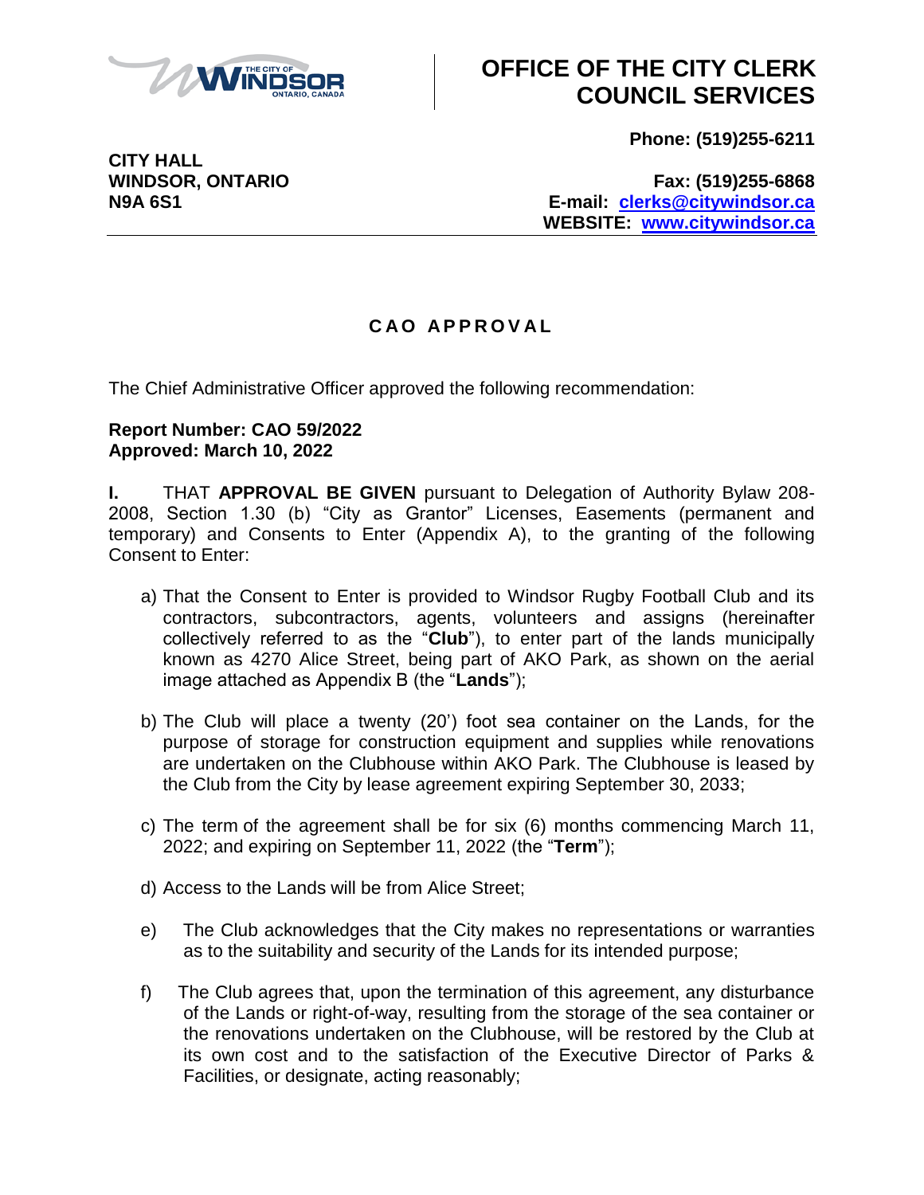# OFFICE OF THE CITY CLERK COUNCIL SERVICES

**CITY HALL**
**WINDSOR, ONTARIO**
**N9A 6S1**

**Phone: (519)255-6211**

**Fax: (519)255-6868**
**E-mail: clerks@citywindsor.ca**
**WEBSITE: www.citywindsor.ca**

---

## CAO APPROVAL

The Chief Administrative Officer approved the following recommendation:

**Report Number: CAO 59/2022**
**Approved: March 10, 2022**

**I.** THAT **APPROVAL BE GIVEN** pursuant to Delegation of Authority Bylaw 208-2008, Section 1.30 (b) "City as Grantor" Licenses, Easements (permanent and temporary) and Consents to Enter (Appendix A), to the granting of the following Consent to Enter:

a) That the Consent to Enter is provided to Windsor Rugby Football Club and its contractors, subcontractors, agents, volunteers and assigns (hereinafter collectively referred to as the "**Club**"), to enter part of the lands municipally known as 4270 Alice Street, being part of AKO Park, as shown on the aerial image attached as Appendix B (the "**Lands**");

b) The Club will place a twenty (20') foot sea container on the Lands, for the purpose of storage for construction equipment and supplies while renovations are undertaken on the Clubhouse within AKO Park. The Clubhouse is leased by the Club from the City by lease agreement expiring September 30, 2033;

c) The term of the agreement shall be for six (6) months commencing March 11, 2022; and expiring on September 11, 2022 (the "**Term**");

d) Access to the Lands will be from Alice Street;

e) The Club acknowledges that the City makes no representations or warranties as to the suitability and security of the Lands for its intended purpose;

f) The Club agrees that, upon the termination of this agreement, any disturbance of the Lands or right-of-way, resulting from the storage of the sea container or the renovations undertaken on the Clubhouse, will be restored by the Club at its own cost and to the satisfaction of the Executive Director of Parks & Facilities, or designate, acting reasonably;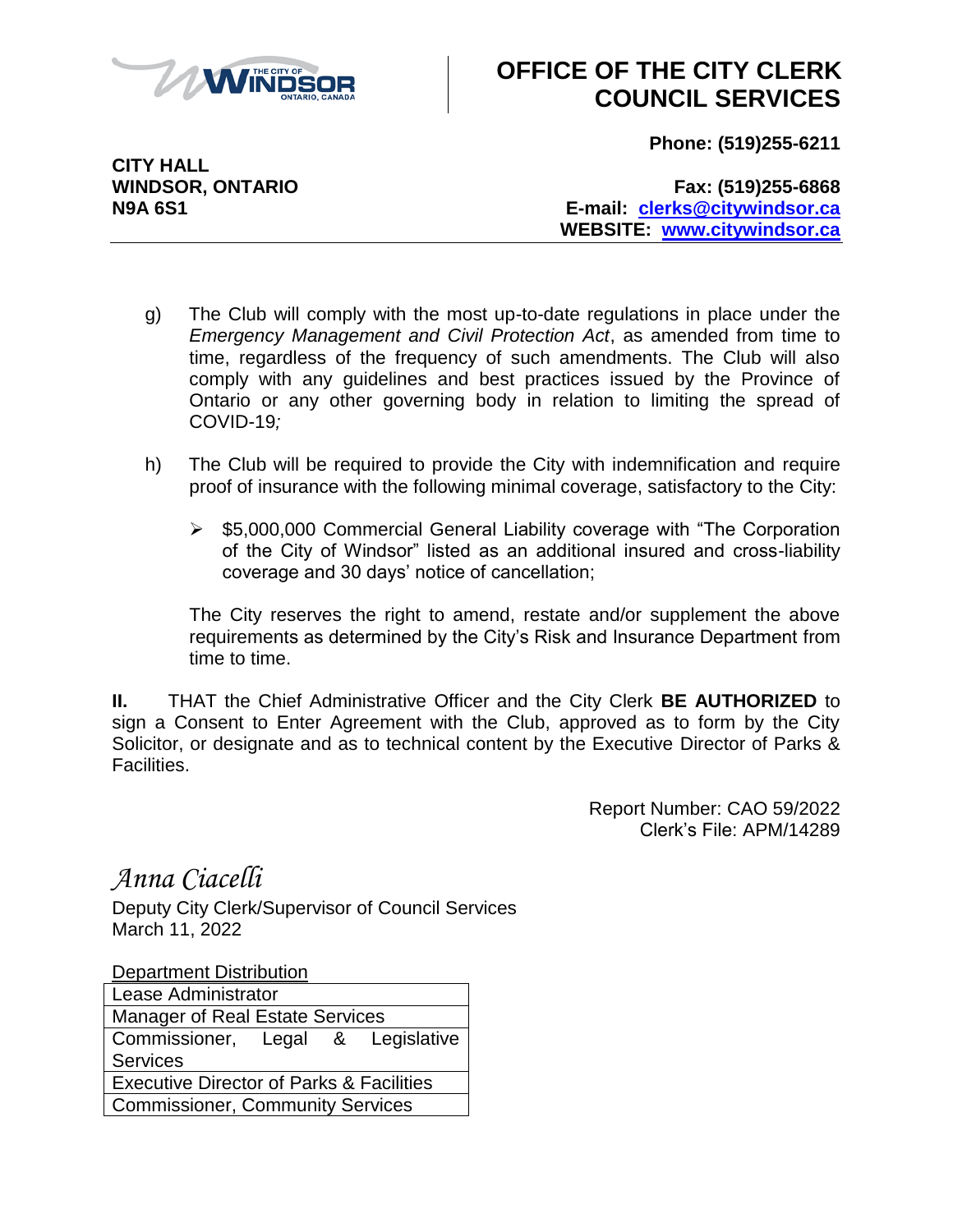# OFFICE OF THE CITY CLERK
# COUNCIL SERVICES

**CITY HALL**
**WINDSOR, ONTARIO**
**N9A 6S1**

**Phone: (519)255-6211**

**Fax: (519)255-6868**
**E-mail: clerks@citywindsor.ca**
**WEBSITE: www.citywindsor.ca**

---

g) The Club will comply with the most up-to-date regulations in place under the *Emergency Management and Civil Protection Act*, as amended from time to time, regardless of the frequency of such amendments. The Club will also comply with any guidelines and best practices issued by the Province of Ontario or any other governing body in relation to limiting the spread of COVID-19*;*

h) The Club will be required to provide the City with indemnification and require proof of insurance with the following minimal coverage, satisfactory to the City:

- $5,000,000 Commercial General Liability coverage with "The Corporation of the City of Windsor" listed as an additional insured and cross-liability coverage and 30 days' notice of cancellation;

The City reserves the right to amend, restate and/or supplement the above requirements as determined by the City's Risk and Insurance Department from time to time.

**II.** THAT the Chief Administrative Officer and the City Clerk **BE AUTHORIZED** to sign a Consent to Enter Agreement with the Club, approved as to form by the City Solicitor, or designate and as to technical content by the Executive Director of Parks & Facilities.

Report Number: CAO 59/2022
Clerk's File: APM/14289

*Anna Ciacelli*
Deputy City Clerk/Supervisor of Council Services
March 11, 2022

Department Distribution

| Department Distribution |
|---|
| Lease Administrator |
| Manager of Real Estate Services |
| Commissioner, Legal & Legislative Services |
| Executive Director of Parks & Facilities |
| Commissioner, Community Services |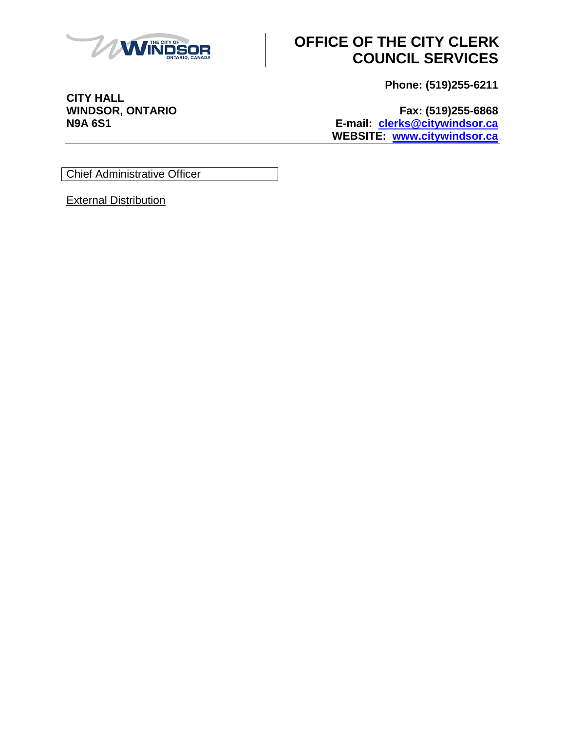# OFFICE OF THE CITY CLERK COUNCIL SERVICES

**CITY HALL**
**WINDSOR, ONTARIO**
**N9A 6S1**

**Phone: (519)255-6211**

**Fax: (519)255-6868**
**E-mail: clerks@citywindsor.ca**
**WEBSITE: www.citywindsor.ca**

---

| Chief Administrative Officer |
|---|

External Distribution